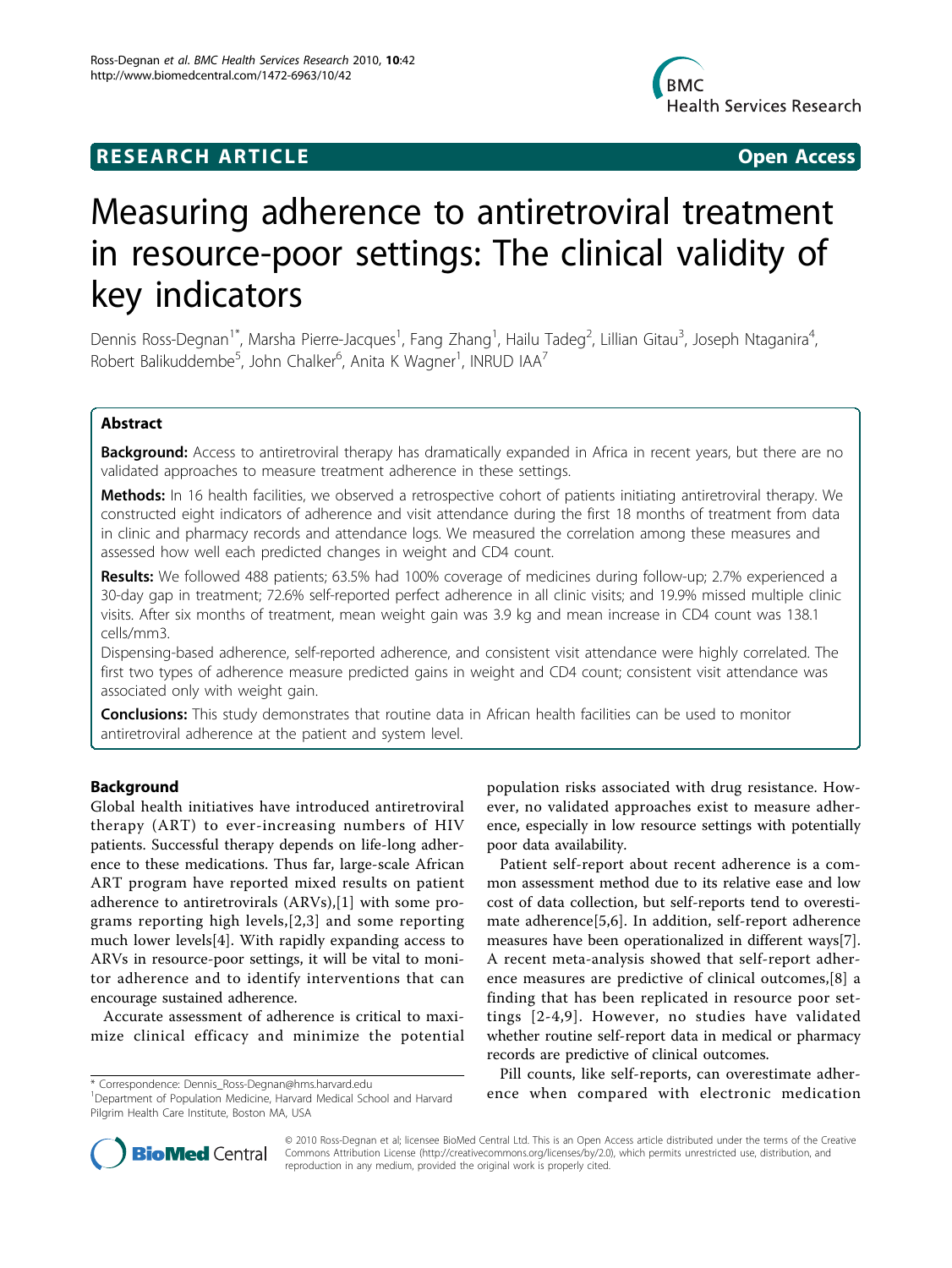RESEARCH ARTICLE **Open Access**

# Measuring adherence to antiretroviral treatment in resource-poor settings: The clinical validity of key indicators

Dennis Ross-Degnan[1*], Marsha Pierre-Jacques[1], Fang Zhang[1], Hailu Tadeg[2], Lillian Gitau[3], Joseph Ntaganira[4], Robert Balikuddembe[5], John Chalker[6], Anita K Wagner[1], INRUD IAA[7]

## Abstract

**Background:** Access to antiretroviral therapy has dramatically expanded in Africa in recent years, but there are no validated approaches to measure treatment adherence in these settings.

**Methods:** In 16 health facilities, we observed a retrospective cohort of patients initiating antiretroviral therapy. We constructed eight indicators of adherence and visit attendance during the first 18 months of treatment from data in clinic and pharmacy records and attendance logs. We measured the correlation among these measures and assessed how well each predicted changes in weight and CD4 count.

**Results:** We followed 488 patients; 63.5% had 100% coverage of medicines during follow-up; 2.7% experienced a 30-day gap in treatment; 72.6% self-reported perfect adherence in all clinic visits; and 19.9% missed multiple clinic visits. After six months of treatment, mean weight gain was 3.9 kg and mean increase in CD4 count was 138.1 cells/mm3.

Dispensing-based adherence, self-reported adherence, and consistent visit attendance were highly correlated. The first two types of adherence measure predicted gains in weight and CD4 count; consistent visit attendance was associated only with weight gain.

**Conclusions:** This study demonstrates that routine data in African health facilities can be used to monitor antiretroviral adherence at the patient and system level.

## Background

Global health initiatives have introduced antiretroviral therapy (ART) to ever-increasing numbers of HIV patients. Successful therapy depends on life-long adherence to these medications. Thus far, large-scale African ART program have reported mixed results on patient adherence to antiretrovirals (ARVs),[1] with some programs reporting high levels,[2,3] and some reporting much lower levels[4]. With rapidly expanding access to ARVs in resource-poor settings, it will be vital to monitor adherence and to identify interventions that can encourage sustained adherence.

Accurate assessment of adherence is critical to maximize clinical efficacy and minimize the potential population risks associated with drug resistance. However, no validated approaches exist to measure adherence, especially in low resource settings with potentially poor data availability.

Patient self-report about recent adherence is a common assessment method due to its relative ease and low cost of data collection, but self-reports tend to overestimate adherence[5,6]. In addition, self-report adherence measures have been operationalized in different ways[7]. A recent meta-analysis showed that self-report adherence measures are predictive of clinical outcomes,[8] a finding that has been replicated in resource poor settings [2-4,9]. However, no studies have validated whether routine self-report data in medical or pharmacy records are predictive of clinical outcomes.

Pill counts, like self-reports, can overestimate adherence when compared with electronic medication

\* Correspondence: Dennis_Ross-Degnan@hms.harvard.edu
[1]Department of Population Medicine, Harvard Medical School and Harvard Pilgrim Health Care Institute, Boston MA, USA

© 2010 Ross-Degnan et al; licensee BioMed Central Ltd. This is an Open Access article distributed under the terms of the Creative Commons Attribution License (http://creativecommons.org/licenses/by/2.0), which permits unrestricted use, distribution, and reproduction in any medium, provided the original work is properly cited.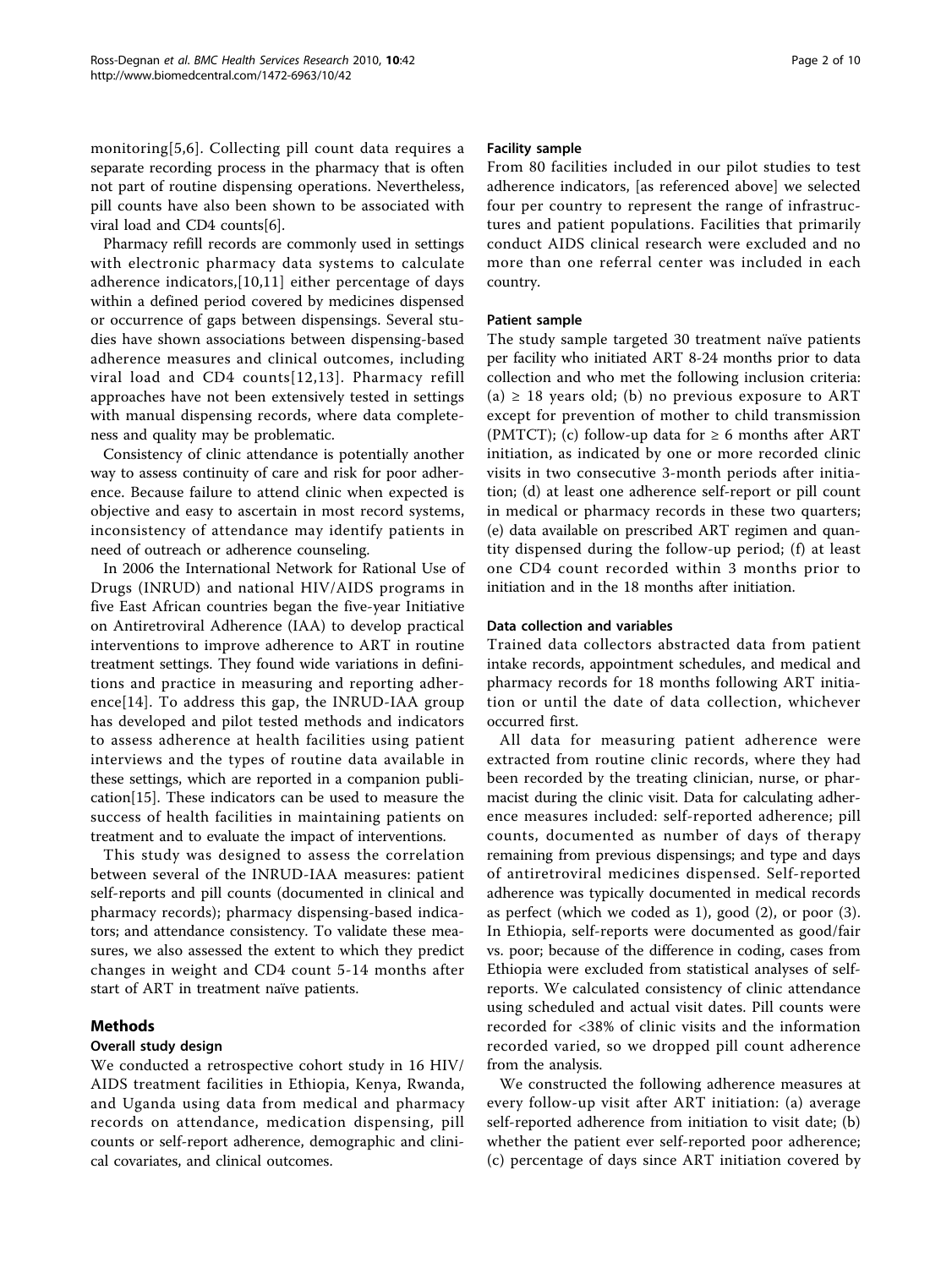monitoring[5,6]. Collecting pill count data requires a separate recording process in the pharmacy that is often not part of routine dispensing operations. Nevertheless, pill counts have also been shown to be associated with viral load and CD4 counts[6].

Pharmacy refill records are commonly used in settings with electronic pharmacy data systems to calculate adherence indicators,[10,11] either percentage of days within a defined period covered by medicines dispensed or occurrence of gaps between dispensings. Several studies have shown associations between dispensing-based adherence measures and clinical outcomes, including viral load and CD4 counts[12,13]. Pharmacy refill approaches have not been extensively tested in settings with manual dispensing records, where data completeness and quality may be problematic.

Consistency of clinic attendance is potentially another way to assess continuity of care and risk for poor adherence. Because failure to attend clinic when expected is objective and easy to ascertain in most record systems, inconsistency of attendance may identify patients in need of outreach or adherence counseling.

In 2006 the International Network for Rational Use of Drugs (INRUD) and national HIV/AIDS programs in five East African countries began the five-year Initiative on Antiretroviral Adherence (IAA) to develop practical interventions to improve adherence to ART in routine treatment settings. They found wide variations in definitions and practice in measuring and reporting adherence[14]. To address this gap, the INRUD-IAA group has developed and pilot tested methods and indicators to assess adherence at health facilities using patient interviews and the types of routine data available in these settings, which are reported in a companion publication[15]. These indicators can be used to measure the success of health facilities in maintaining patients on treatment and to evaluate the impact of interventions.

This study was designed to assess the correlation between several of the INRUD-IAA measures: patient self-reports and pill counts (documented in clinical and pharmacy records); pharmacy dispensing-based indicators; and attendance consistency. To validate these measures, we also assessed the extent to which they predict changes in weight and CD4 count 5-14 months after start of ART in treatment naïve patients.

## Methods

### Overall study design

We conducted a retrospective cohort study in 16 HIV/AIDS treatment facilities in Ethiopia, Kenya, Rwanda, and Uganda using data from medical and pharmacy records on attendance, medication dispensing, pill counts or self-report adherence, demographic and clinical covariates, and clinical outcomes.

### Facility sample

From 80 facilities included in our pilot studies to test adherence indicators, [as referenced above] we selected four per country to represent the range of infrastructures and patient populations. Facilities that primarily conduct AIDS clinical research were excluded and no more than one referral center was included in each country.

### Patient sample

The study sample targeted 30 treatment naïve patients per facility who initiated ART 8-24 months prior to data collection and who met the following inclusion criteria: (a) ≥ 18 years old; (b) no previous exposure to ART except for prevention of mother to child transmission (PMTCT); (c) follow-up data for ≥ 6 months after ART initiation, as indicated by one or more recorded clinic visits in two consecutive 3-month periods after initiation; (d) at least one adherence self-report or pill count in medical or pharmacy records in these two quarters; (e) data available on prescribed ART regimen and quantity dispensed during the follow-up period; (f) at least one CD4 count recorded within 3 months prior to initiation and in the 18 months after initiation.

### Data collection and variables

Trained data collectors abstracted data from patient intake records, appointment schedules, and medical and pharmacy records for 18 months following ART initiation or until the date of data collection, whichever occurred first.

All data for measuring patient adherence were extracted from routine clinic records, where they had been recorded by the treating clinician, nurse, or pharmacist during the clinic visit. Data for calculating adherence measures included: self-reported adherence; pill counts, documented as number of days of therapy remaining from previous dispensings; and type and days of antiretroviral medicines dispensed. Self-reported adherence was typically documented in medical records as perfect (which we coded as 1), good (2), or poor (3). In Ethiopia, self-reports were documented as good/fair vs. poor; because of the difference in coding, cases from Ethiopia were excluded from statistical analyses of self-reports. We calculated consistency of clinic attendance using scheduled and actual visit dates. Pill counts were recorded for <38% of clinic visits and the information recorded varied, so we dropped pill count adherence from the analysis.

We constructed the following adherence measures at every follow-up visit after ART initiation: (a) average self-reported adherence from initiation to visit date; (b) whether the patient ever self-reported poor adherence; (c) percentage of days since ART initiation covered by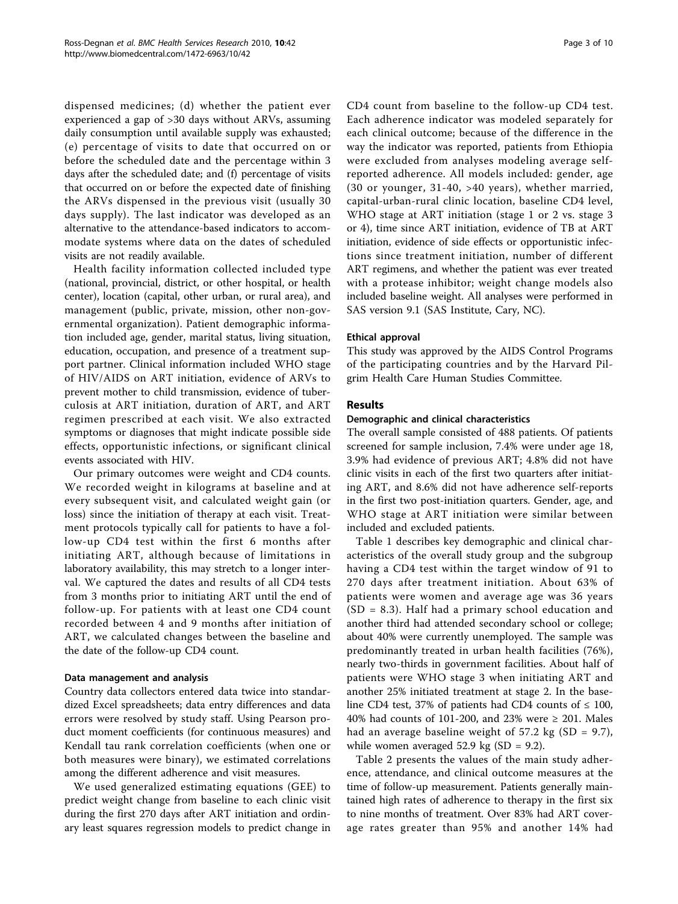dispensed medicines; (d) whether the patient ever experienced a gap of >30 days without ARVs, assuming daily consumption until available supply was exhausted; (e) percentage of visits to date that occurred on or before the scheduled date and the percentage within 3 days after the scheduled date; and (f) percentage of visits that occurred on or before the expected date of finishing the ARVs dispensed in the previous visit (usually 30 days supply). The last indicator was developed as an alternative to the attendance-based indicators to accommodate systems where data on the dates of scheduled visits are not readily available.

Health facility information collected included type (national, provincial, district, or other hospital, or health center), location (capital, other urban, or rural area), and management (public, private, mission, other non-governmental organization). Patient demographic information included age, gender, marital status, living situation, education, occupation, and presence of a treatment support partner. Clinical information included WHO stage of HIV/AIDS on ART initiation, evidence of ARVs to prevent mother to child transmission, evidence of tuberculosis at ART initiation, duration of ART, and ART regimen prescribed at each visit. We also extracted symptoms or diagnoses that might indicate possible side effects, opportunistic infections, or significant clinical events associated with HIV.

Our primary outcomes were weight and CD4 counts. We recorded weight in kilograms at baseline and at every subsequent visit, and calculated weight gain (or loss) since the initiation of therapy at each visit. Treatment protocols typically call for patients to have a follow-up CD4 test within the first 6 months after initiating ART, although because of limitations in laboratory availability, this may stretch to a longer interval. We captured the dates and results of all CD4 tests from 3 months prior to initiating ART until the end of follow-up. For patients with at least one CD4 count recorded between 4 and 9 months after initiation of ART, we calculated changes between the baseline and the date of the follow-up CD4 count.

### Data management and analysis

Country data collectors entered data twice into standardized Excel spreadsheets; data entry differences and data errors were resolved by study staff. Using Pearson product moment coefficients (for continuous measures) and Kendall tau rank correlation coefficients (when one or both measures were binary), we estimated correlations among the different adherence and visit measures.

We used generalized estimating equations (GEE) to predict weight change from baseline to each clinic visit during the first 270 days after ART initiation and ordinary least squares regression models to predict change in CD4 count from baseline to the follow-up CD4 test. Each adherence indicator was modeled separately for each clinical outcome; because of the difference in the way the indicator was reported, patients from Ethiopia were excluded from analyses modeling average self-reported adherence. All models included: gender, age (30 or younger, 31-40, >40 years), whether married, capital-urban-rural clinic location, baseline CD4 level, WHO stage at ART initiation (stage 1 or 2 vs. stage 3 or 4), time since ART initiation, evidence of TB at ART initiation, evidence of side effects or opportunistic infections since treatment initiation, number of different ART regimens, and whether the patient was ever treated with a protease inhibitor; weight change models also included baseline weight. All analyses were performed in SAS version 9.1 (SAS Institute, Cary, NC).

### Ethical approval

This study was approved by the AIDS Control Programs of the participating countries and by the Harvard Pilgrim Health Care Human Studies Committee.

## Results

### Demographic and clinical characteristics

The overall sample consisted of 488 patients. Of patients screened for sample inclusion, 7.4% were under age 18, 3.9% had evidence of previous ART; 4.8% did not have clinic visits in each of the first two quarters after initiating ART, and 8.6% did not have adherence self-reports in the first two post-initiation quarters. Gender, age, and WHO stage at ART initiation were similar between included and excluded patients.

Table 1 describes key demographic and clinical characteristics of the overall study group and the subgroup having a CD4 test within the target window of 91 to 270 days after treatment initiation. About 63% of patients were women and average age was 36 years (SD = 8.3). Half had a primary school education and another third had attended secondary school or college; about 40% were currently unemployed. The sample was predominantly treated in urban health facilities (76%), nearly two-thirds in government facilities. About half of patients were WHO stage 3 when initiating ART and another 25% initiated treatment at stage 2. In the baseline CD4 test, 37% of patients had CD4 counts of ≤ 100, 40% had counts of 101-200, and 23% were ≥ 201. Males had an average baseline weight of 57.2 kg (SD = 9.7), while women averaged 52.9 kg (SD = 9.2).

Table 2 presents the values of the main study adherence, attendance, and clinical outcome measures at the time of follow-up measurement. Patients generally maintained high rates of adherence to therapy in the first six to nine months of treatment. Over 83% had ART coverage rates greater than 95% and another 14% had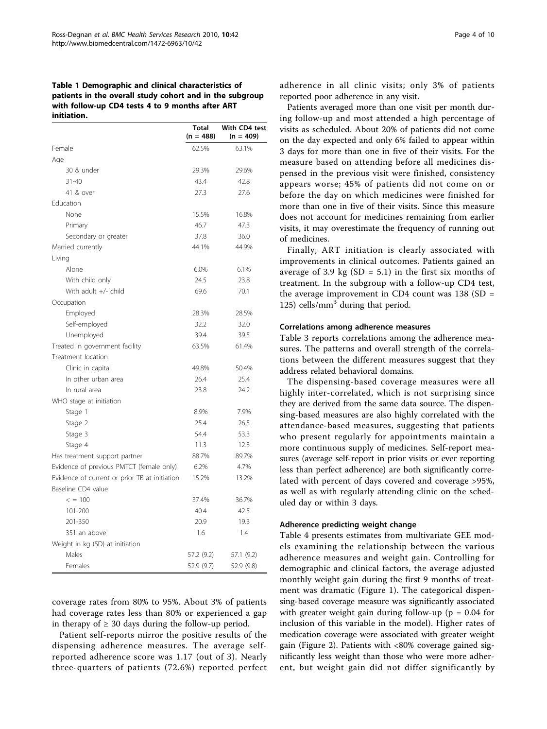**Table 1 Demographic and clinical characteristics of patients in the overall study cohort and in the subgroup with follow-up CD4 tests 4 to 9 months after ART initiation.**

| | Total (n = 488) | With CD4 test (n = 409) |
|---|---|---|
| Female | 62.5% | 63.1% |
| Age | | |
| 30 & under | 29.3% | 29.6% |
| 31-40 | 43.4 | 42.8 |
| 41 & over | 27.3 | 27.6 |
| Education | | |
| None | 15.5% | 16.8% |
| Primary | 46.7 | 47.3 |
| Secondary or greater | 37.8 | 36.0 |
| Married currently | 44.1% | 44.9% |
| Living | | |
| Alone | 6.0% | 6.1% |
| With child only | 24.5 | 23.8 |
| With adult +/- child | 69.6 | 70.1 |
| Occupation | | |
| Employed | 28.3% | 28.5% |
| Self-employed | 32.2 | 32.0 |
| Unemployed | 39.4 | 39.5 |
| Treated in government facility | 63.5% | 61.4% |
| Treatment location | | |
| Clinic in capital | 49.8% | 50.4% |
| In other urban area | 26.4 | 25.4 |
| In rural area | 23.8 | 24.2 |
| WHO stage at initiation | | |
| Stage 1 | 8.9% | 7.9% |
| Stage 2 | 25.4 | 26.5 |
| Stage 3 | 54.4 | 53.3 |
| Stage 4 | 11.3 | 12.3 |
| Has treatment support partner | 88.7% | 89.7% |
| Evidence of previous PMTCT (female only) | 6.2% | 4.7% |
| Evidence of current or prior TB at initiation | 15.2% | 13.2% |
| Baseline CD4 value | | |
| < = 100 | 37.4% | 36.7% |
| 101-200 | 40.4 | 42.5 |
| 201-350 | 20.9 | 19.3 |
| 351 an above | 1.6 | 1.4 |
| Weight in kg (SD) at initiation | | |
| Males | 57.2 (9.2) | 57.1 (9.2) |
| Females | 52.9 (9.7) | 52.9 (9.8) |

coverage rates from 80% to 95%. About 3% of patients had coverage rates less than 80% or experienced a gap in therapy of ≥ 30 days during the follow-up period.

Patient self-reports mirror the positive results of the dispensing adherence measures. The average self-reported adherence score was 1.17 (out of 3). Nearly three-quarters of patients (72.6%) reported perfect adherence in all clinic visits; only 3% of patients reported poor adherence in any visit.

Patients averaged more than one visit per month during follow-up and most attended a high percentage of visits as scheduled. About 20% of patients did not come on the day expected and only 6% failed to appear within 3 days for more than one in five of their visits. For the measure based on attending before all medicines dispensed in the previous visit were finished, consistency appears worse; 45% of patients did not come on or before the day on which medicines were finished for more than one in five of their visits. Since this measure does not account for medicines remaining from earlier visits, it may overestimate the frequency of running out of medicines.

Finally, ART initiation is clearly associated with improvements in clinical outcomes. Patients gained an average of 3.9 kg (SD = 5.1) in the first six months of treatment. In the subgroup with a follow-up CD4 test, the average improvement in CD4 count was 138 (SD = 125) cells/mm$^3$ during that period.

### Correlations among adherence measures

Table 3 reports correlations among the adherence measures. The patterns and overall strength of the correlations between the different measures suggest that they address related behavioral domains.

The dispensing-based coverage measures were all highly inter-correlated, which is not surprising since they are derived from the same data source. The dispensing-based measures are also highly correlated with the attendance-based measures, suggesting that patients who present regularly for appointments maintain a more continuous supply of medicines. Self-report measures (average self-report in prior visits or ever reporting less than perfect adherence) are both significantly correlated with percent of days covered and coverage >95%, as well as with regularly attending clinic on the scheduled day or within 3 days.

### Adherence predicting weight change

Table 4 presents estimates from multivariate GEE models examining the relationship between the various adherence measures and weight gain. Controlling for demographic and clinical factors, the average adjusted monthly weight gain during the first 9 months of treatment was dramatic (Figure 1). The categorical dispensing-based coverage measure was significantly associated with greater weight gain during follow-up ($p = 0.04$ for inclusion of this variable in the model). Higher rates of medication coverage were associated with greater weight gain (Figure 2). Patients with <80% coverage gained significantly less weight than those who were more adherent, but weight gain did not differ significantly by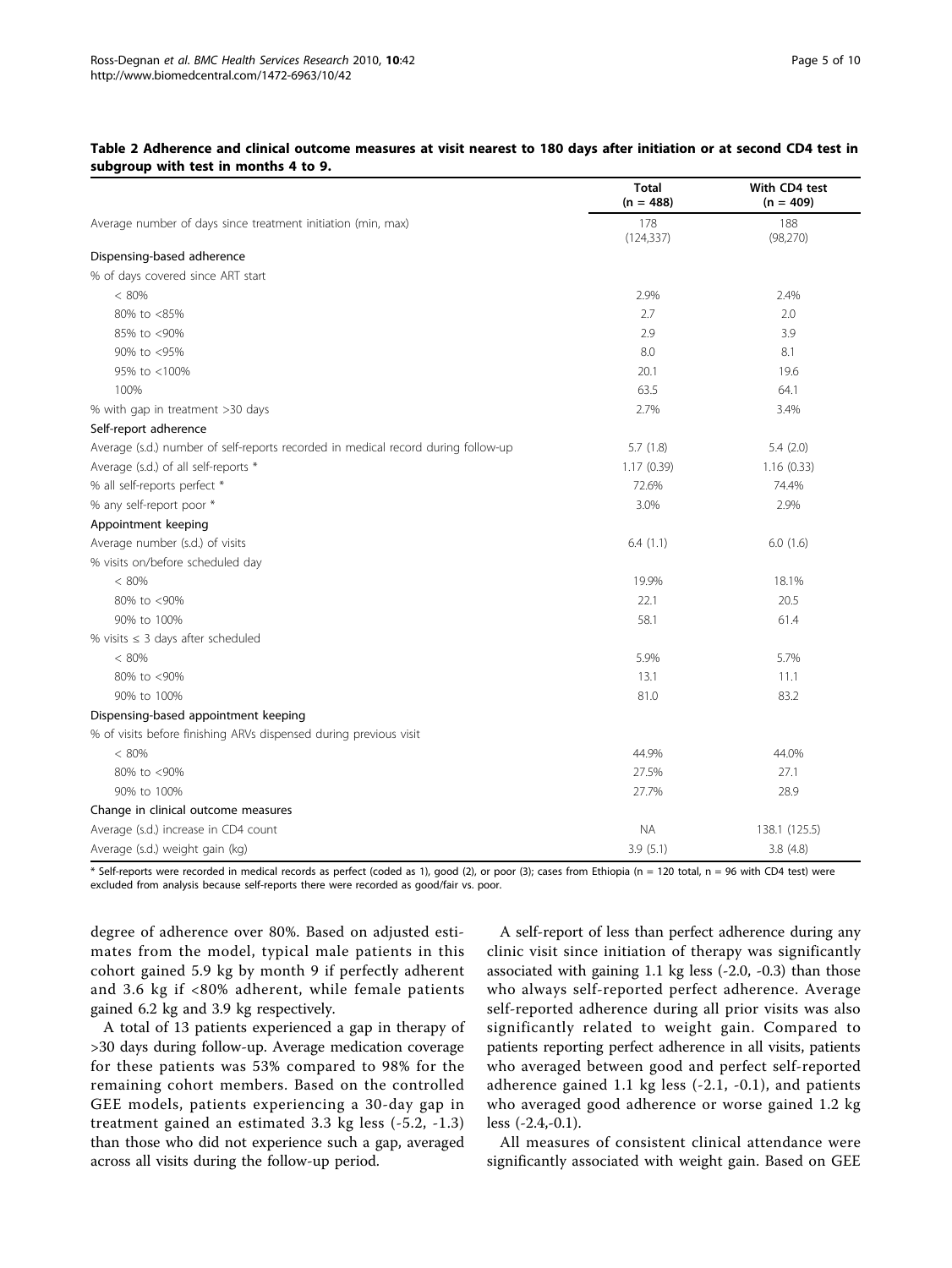**Table 2 Adherence and clinical outcome measures at visit nearest to 180 days after initiation or at second CD4 test in subgroup with test in months 4 to 9.**

| | Total (n = 488) | With CD4 test (n = 409) |
|---|---|---|
| Average number of days since treatment initiation (min, max) | 178 (124,337) | 188 (98,270) |
| **Dispensing-based adherence** | | |
| % of days covered since ART start | | |
| < 80% | 2.9% | 2.4% |
| 80% to <85% | 2.7 | 2.0 |
| 85% to <90% | 2.9 | 3.9 |
| 90% to <95% | 8.0 | 8.1 |
| 95% to <100% | 20.1 | 19.6 |
| 100% | 63.5 | 64.1 |
| % with gap in treatment >30 days | 2.7% | 3.4% |
| **Self-report adherence** | | |
| Average (s.d.) number of self-reports recorded in medical record during follow-up | 5.7 (1.8) | 5.4 (2.0) |
| Average (s.d.) of all self-reports * | 1.17 (0.39) | 1.16 (0.33) |
| % all self-reports perfect * | 72.6% | 74.4% |
| % any self-report poor * | 3.0% | 2.9% |
| **Appointment keeping** | | |
| Average number (s.d.) of visits | 6.4 (1.1) | 6.0 (1.6) |
| % visits on/before scheduled day | | |
| < 80% | 19.9% | 18.1% |
| 80% to <90% | 22.1 | 20.5 |
| 90% to 100% | 58.1 | 61.4 |
| % visits ≤ 3 days after scheduled | | |
| < 80% | 5.9% | 5.7% |
| 80% to <90% | 13.1 | 11.1 |
| 90% to 100% | 81.0 | 83.2 |
| **Dispensing-based appointment keeping** | | |
| % of visits before finishing ARVs dispensed during previous visit | | |
| < 80% | 44.9% | 44.0% |
| 80% to <90% | 27.5% | 27.1 |
| 90% to 100% | 27.7% | 28.9 |
| **Change in clinical outcome measures** | | |
| Average (s.d.) increase in CD4 count | NA | 138.1 (125.5) |
| Average (s.d.) weight gain (kg) | 3.9 (5.1) | 3.8 (4.8) |

\* Self-reports were recorded in medical records as perfect (coded as 1), good (2), or poor (3); cases from Ethiopia (n = 120 total, n = 96 with CD4 test) were excluded from analysis because self-reports there were recorded as good/fair vs. poor.

degree of adherence over 80%. Based on adjusted estimates from the model, typical male patients in this cohort gained 5.9 kg by month 9 if perfectly adherent and 3.6 kg if <80% adherent, while female patients gained 6.2 kg and 3.9 kg respectively.

A total of 13 patients experienced a gap in therapy of >30 days during follow-up. Average medication coverage for these patients was 53% compared to 98% for the remaining cohort members. Based on the controlled GEE models, patients experiencing a 30-day gap in treatment gained an estimated 3.3 kg less (-5.2, -1.3) than those who did not experience such a gap, averaged across all visits during the follow-up period.

A self-report of less than perfect adherence during any clinic visit since initiation of therapy was significantly associated with gaining 1.1 kg less (-2.0, -0.3) than those who always self-reported perfect adherence. Average self-reported adherence during all prior visits was also significantly related to weight gain. Compared to patients reporting perfect adherence in all visits, patients who averaged between good and perfect self-reported adherence gained 1.1 kg less (-2.1, -0.1), and patients who averaged good adherence or worse gained 1.2 kg less (-2.4,-0.1).

All measures of consistent clinical attendance were significantly associated with weight gain. Based on GEE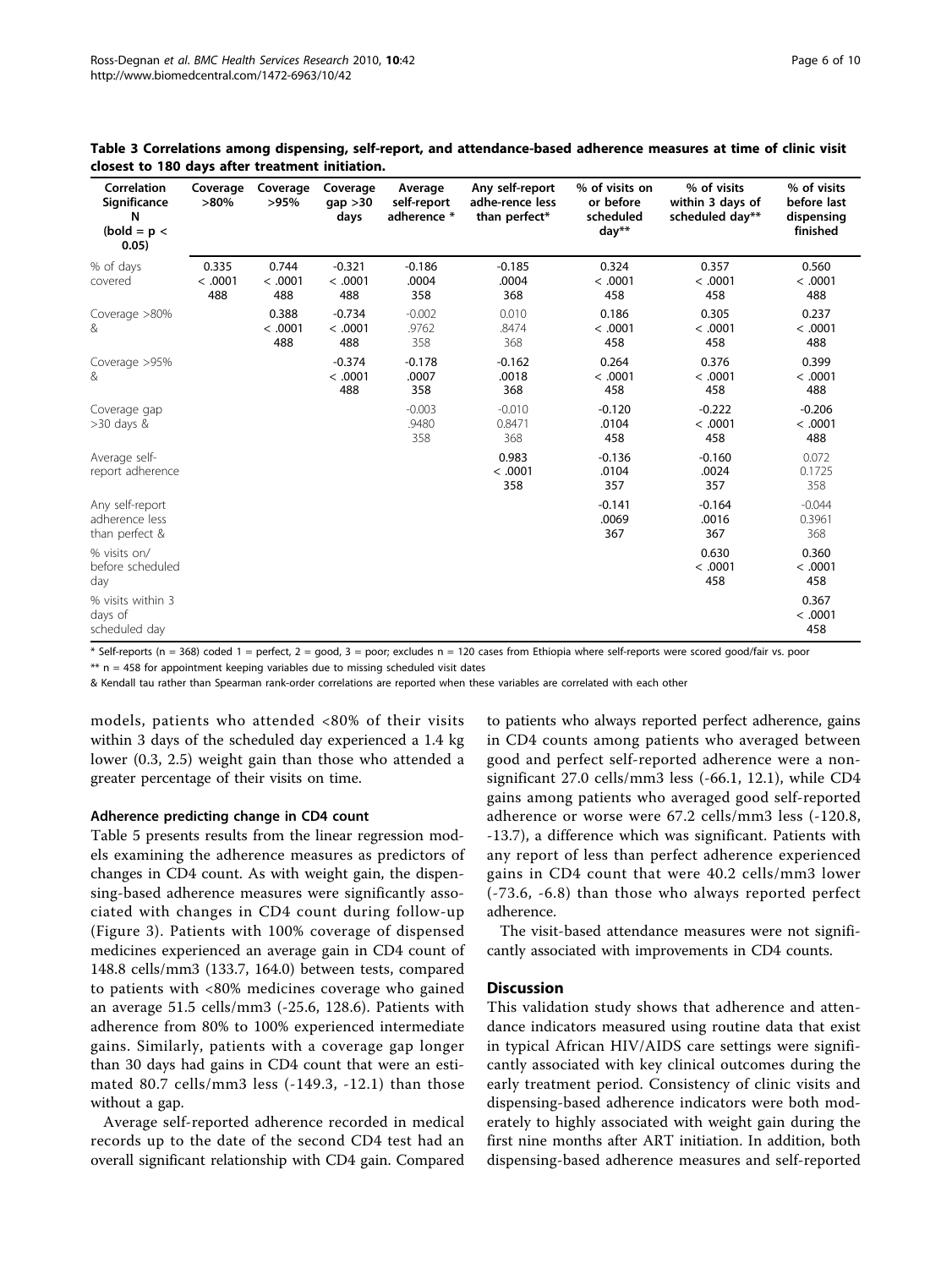**Table 3 Correlations among dispensing, self-report, and attendance-based adherence measures at time of clinic visit closest to 180 days after treatment initiation.**

| Correlation Significance N (bold = p < 0.05) | Coverage >80% | Coverage >95% | Coverage gap >30 days | Average self-report adherence * | Any self-report adhe-rence less than perfect* | % of visits on or before scheduled day** | % of visits within 3 days of scheduled day** | % of visits before last dispensing finished |
|---|---|---|---|---|---|---|---|---|
| % of days covered | **0.335 < .0001 488** | **0.744 < .0001 488** | **-0.321 < .0001 488** | **-0.186 .0004 358** | **-0.185 .0004 368** | **0.324 < .0001 458** | **0.357 < .0001 458** | **0.560 < .0001 488** |
| Coverage >80% & | | **0.388 < .0001 488** | **-0.734 < .0001 488** | -0.002 .9762 358 | 0.010 .8474 368 | **0.186 < .0001 458** | **0.305 < .0001 458** | **0.237 < .0001 488** |
| Coverage >95% & | | | **-0.374 < .0001 488** | **-0.178 .0007 358** | **-0.162 .0018 368** | **0.264 < .0001 458** | **0.376 < .0001 458** | **0.399 < .0001 488** |
| Coverage gap >30 days & | | | | -0.003 .9480 358 | -0.010 0.8471 368 | **-0.120 .0104 458** | **-0.222 < .0001 458** | **-0.206 < .0001 488** |
| Average self-report adherence | | | | | **0.983 < .0001 358** | **-0.136 .0104 357** | **-0.160 .0024 357** | 0.072 0.1725 358 |
| Any self-report adherence less than perfect & | | | | | | **-0.141 .0069 367** | **-0.164 .0016 367** | -0.044 0.3961 368 |
| % visits on/ before scheduled day | | | | | | | **0.630 < .0001 458** | **0.360 < .0001 458** |
| % visits within 3 days of scheduled day | | | | | | | | **0.367 < .0001 458** |

* Self-reports (n = 368) coded 1 = perfect, 2 = good, 3 = poor; excludes n = 120 cases from Ethiopia where self-reports were scored good/fair vs. poor

** n = 458 for appointment keeping variables due to missing scheduled visit dates

& Kendall tau rather than Spearman rank-order correlations are reported when these variables are correlated with each other

models, patients who attended <80% of their visits within 3 days of the scheduled day experienced a 1.4 kg lower (0.3, 2.5) weight gain than those who attended a greater percentage of their visits on time.

### Adherence predicting change in CD4 count

Table 5 presents results from the linear regression models examining the adherence measures as predictors of changes in CD4 count. As with weight gain, the dispensing-based adherence measures were significantly associated with changes in CD4 count during follow-up (Figure 3). Patients with 100% coverage of dispensed medicines experienced an average gain in CD4 count of 148.8 cells/mm3 (133.7, 164.0) between tests, compared to patients with <80% medicines coverage who gained an average 51.5 cells/mm3 (-25.6, 128.6). Patients with adherence from 80% to 100% experienced intermediate gains. Similarly, patients with a coverage gap longer than 30 days had gains in CD4 count that were an estimated 80.7 cells/mm3 less (-149.3, -12.1) than those without a gap.

Average self-reported adherence recorded in medical records up to the date of the second CD4 test had an overall significant relationship with CD4 gain. Compared to patients who always reported perfect adherence, gains in CD4 counts among patients who averaged between good and perfect self-reported adherence were a non-significant 27.0 cells/mm3 less (-66.1, 12.1), while CD4 gains among patients who averaged good self-reported adherence or worse were 67.2 cells/mm3 less (-120.8, -13.7), a difference which was significant. Patients with any report of less than perfect adherence experienced gains in CD4 count that were 40.2 cells/mm3 lower (-73.6, -6.8) than those who always reported perfect adherence.

The visit-based attendance measures were not significantly associated with improvements in CD4 counts.

## Discussion

This validation study shows that adherence and attendance indicators measured using routine data that exist in typical African HIV/AIDS care settings were significantly associated with key clinical outcomes during the early treatment period. Consistency of clinic visits and dispensing-based adherence indicators were both moderately to highly associated with weight gain during the first nine months after ART initiation. In addition, both dispensing-based adherence measures and self-reported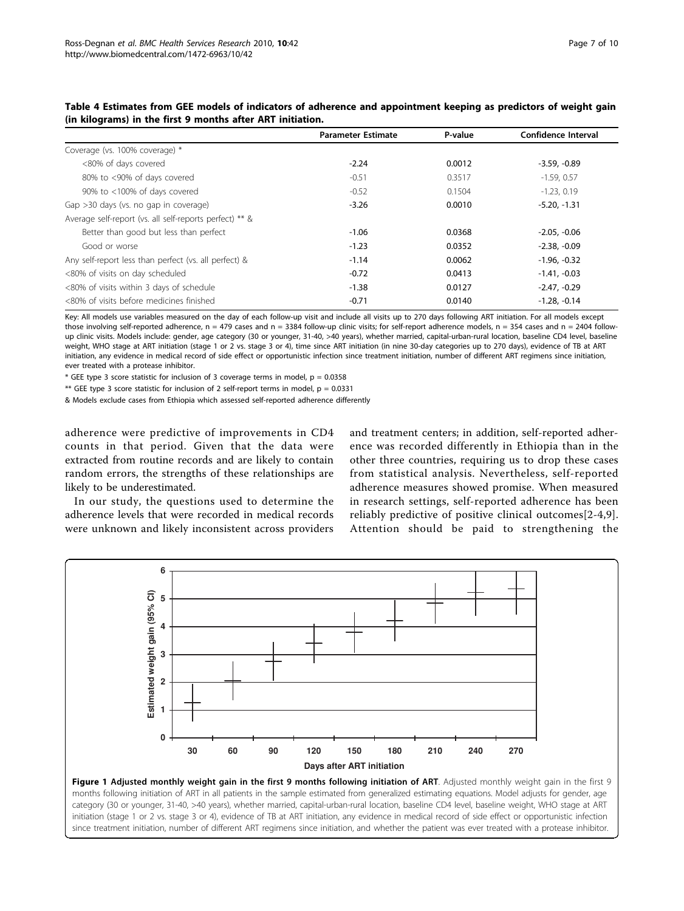**Table 4 Estimates from GEE models of indicators of adherence and appointment keeping as predictors of weight gain (in kilograms) in the first 9 months after ART initiation.**

| | Parameter Estimate | P-value | Confidence Interval |
|---|---|---|---|
| Coverage (vs. 100% coverage) * | | | |
| <80% of days covered | -2.24 | 0.0012 | -3.59, -0.89 |
| 80% to <90% of days covered | -0.51 | 0.3517 | -1.59, 0.57 |
| 90% to <100% of days covered | -0.52 | 0.1504 | -1.23, 0.19 |
| Gap >30 days (vs. no gap in coverage) | -3.26 | 0.0010 | -5.20, -1.31 |
| Average self-report (vs. all self-reports perfect) ** & | | | |
| Better than good but less than perfect | -1.06 | 0.0368 | -2.05, -0.06 |
| Good or worse | -1.23 | 0.0352 | -2.38, -0.09 |
| Any self-report less than perfect (vs. all perfect) & | -1.14 | 0.0062 | -1.96, -0.32 |
| <80% of visits on day scheduled | -0.72 | 0.0413 | -1.41, -0.03 |
| <80% of visits within 3 days of schedule | -1.38 | 0.0127 | -2.47, -0.29 |
| <80% of visits before medicines finished | -0.71 | 0.0140 | -1.28, -0.14 |

Key: All models use variables measured on the day of each follow-up visit and include all visits up to 270 days following ART initiation. For all models except those involving self-reported adherence, n = 479 cases and n = 3384 follow-up clinic visits; for self-report adherence models, n = 354 cases and n = 2404 follow-up clinic visits. Models include: gender, age category (30 or younger, 31-40, >40 years), whether married, capital-urban-rural location, baseline CD4 level, baseline weight, WHO stage at ART initiation (stage 1 or 2 vs. stage 3 or 4), time since ART initiation (in nine 30-day categories up to 270 days), evidence of TB at ART initiation, any evidence in medical record of side effect or opportunistic infection since treatment initiation, number of different ART regimens since initiation, ever treated with a protease inhibitor.

* GEE type 3 score statistic for inclusion of 3 coverage terms in model, p = 0.0358

** GEE type 3 score statistic for inclusion of 2 self-report terms in model, p = 0.0331

& Models exclude cases from Ethiopia which assessed self-reported adherence differently

adherence were predictive of improvements in CD4 counts in that period. Given that the data were extracted from routine records and are likely to contain random errors, the strengths of these relationships are likely to be underestimated.

In our study, the questions used to determine the adherence levels that were recorded in medical records were unknown and likely inconsistent across providers and treatment centers; in addition, self-reported adherence was recorded differently in Ethiopia than in the other three countries, requiring us to drop these cases from statistical analysis. Nevertheless, self-reported adherence measures showed promise. When measured in research settings, self-reported adherence has been reliably predictive of positive clinical outcomes[2-4,9]. Attention should be paid to strengthening the

**Figure 1 Adjusted monthly weight gain in the first 9 months following initiation of ART**. Adjusted monthly weight gain in the first 9 months following initiation of ART in all patients in the sample estimated from generalized estimating equations. Model adjusts for gender, age category (30 or younger, 31-40, >40 years), whether married, capital-urban-rural location, baseline CD4 level, baseline weight, WHO stage at ART initiation (stage 1 or 2 vs. stage 3 or 4), evidence of TB at ART initiation, any evidence in medical record of side effect or opportunistic infection since treatment initiation, number of different ART regimens since initiation, and whether the patient was ever treated with a protease inhibitor.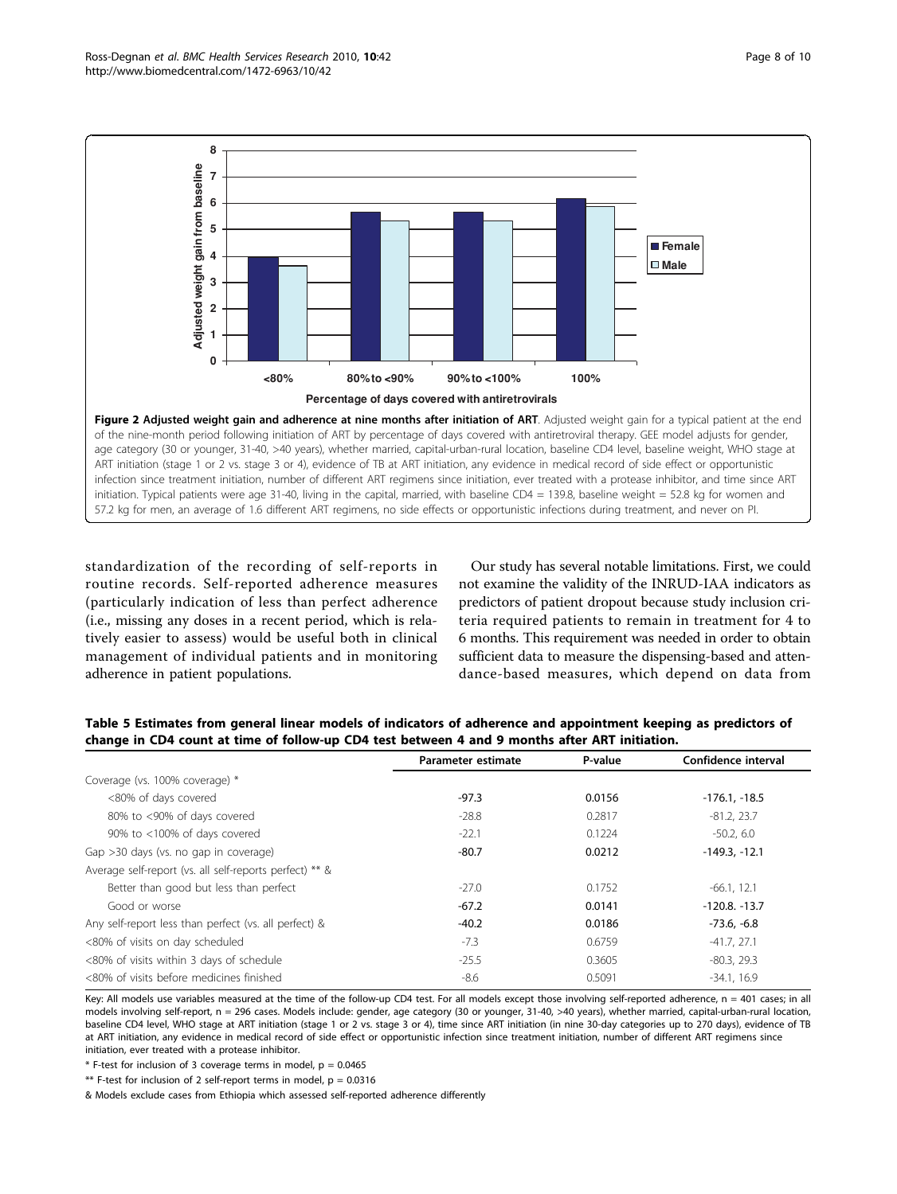Figure 2 Adjusted weight gain and adherence at nine months after initiation of ART. Adjusted weight gain for a typical patient at the end of the nine-month period following initiation of ART by percentage of days covered with antiretroviral therapy. GEE model adjusts for gender, age category (30 or younger, 31-40, >40 years), whether married, capital-urban-rural location, baseline CD4 level, baseline weight, WHO stage at ART initiation (stage 1 or 2 vs. stage 3 or 4), evidence of TB at ART initiation, any evidence in medical record of side effect or opportunistic infection since treatment initiation, number of different ART regimens since initiation, ever treated with a protease inhibitor, and time since ART initiation. Typical patients were age 31-40, living in the capital, married, with baseline CD4 = 139.8, baseline weight = 52.8 kg for women and 57.2 kg for men, an average of 1.6 different ART regimens, no side effects or opportunistic infections during treatment, and never on PI.

standardization of the recording of self-reports in routine records. Self-reported adherence measures (particularly indication of less than perfect adherence (i.e., missing any doses in a recent period, which is relatively easier to assess) would be useful both in clinical management of individual patients and in monitoring adherence in patient populations.

Our study has several notable limitations. First, we could not examine the validity of the INRUD-IAA indicators as predictors of patient dropout because study inclusion criteria required patients to remain in treatment for 4 to 6 months. This requirement was needed in order to obtain sufficient data to measure the dispensing-based and attendance-based measures, which depend on data from

**Table 5 Estimates from general linear models of indicators of adherence and appointment keeping as predictors of change in CD4 count at time of follow-up CD4 test between 4 and 9 months after ART initiation.**

| | Parameter estimate | P-value | Confidence interval |
|---|---|---|---|
| Coverage (vs. 100% coverage) * | | | |
| <80% of days covered | **-97.3** | **0.0156** | **-176.1, -18.5** |
| 80% to <90% of days covered | -28.8 | 0.2817 | -81.2, 23.7 |
| 90% to <100% of days covered | -22.1 | 0.1224 | -50.2, 6.0 |
| Gap >30 days (vs. no gap in coverage) | **-80.7** | **0.0212** | **-149.3, -12.1** |
| Average self-report (vs. all self-reports perfect) ** & | | | |
| Better than good but less than perfect | -27.0 | 0.1752 | -66.1, 12.1 |
| Good or worse | **-67.2** | **0.0141** | **-120.8. -13.7** |
| Any self-report less than perfect (vs. all perfect) & | **-40.2** | **0.0186** | **-73.6, -6.8** |
| <80% of visits on day scheduled | -7.3 | 0.6759 | -41.7, 27.1 |
| <80% of visits within 3 days of schedule | -25.5 | 0.3605 | -80.3, 29.3 |
| <80% of visits before medicines finished | -8.6 | 0.5091 | -34.1, 16.9 |

Key: All models use variables measured at the time of the follow-up CD4 test. For all models except those involving self-reported adherence, n = 401 cases; in all models involving self-report, n = 296 cases. Models include: gender, age category (30 or younger, 31-40, >40 years), whether married, capital-urban-rural location, baseline CD4 level, WHO stage at ART initiation (stage 1 or 2 vs. stage 3 or 4), time since ART initiation (in nine 30-day categories up to 270 days), evidence of TB at ART initiation, any evidence in medical record of side effect or opportunistic infection since treatment initiation, number of different ART regimens since initiation, ever treated with a protease inhibitor.

* F-test for inclusion of 3 coverage terms in model, p = 0.0465

** F-test for inclusion of 2 self-report terms in model, p = 0.0316

& Models exclude cases from Ethiopia which assessed self-reported adherence differently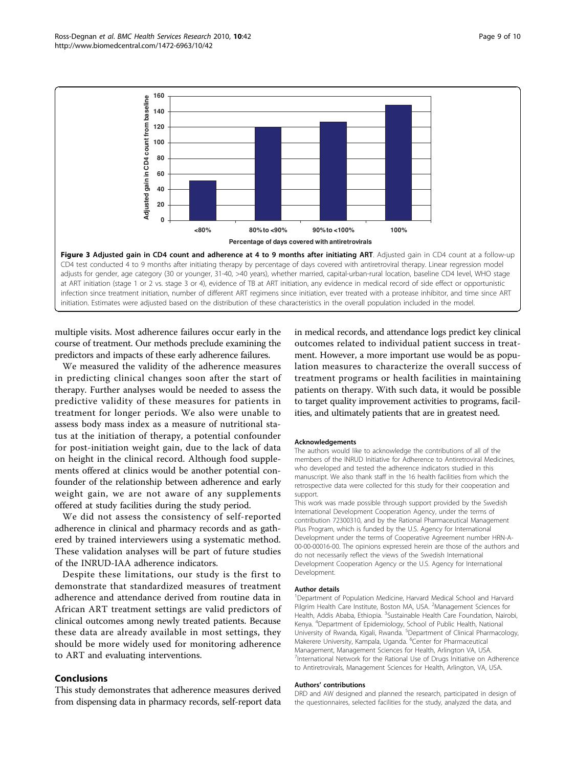**Figure 3 Adjusted gain in CD4 count and adherence at 4 to 9 months after initiating ART**. Adjusted gain in CD4 count at a follow-up CD4 test conducted 4 to 9 months after initiating therapy by percentage of days covered with antiretroviral therapy. Linear regression model adjusts for gender, age category (30 or younger, 31-40, >40 years), whether married, capital-urban-rural location, baseline CD4 level, WHO stage at ART initiation (stage 1 or 2 vs. stage 3 or 4), evidence of TB at ART initiation, any evidence in medical record of side effect or opportunistic infection since treatment initiation, number of different ART regimens since initiation, ever treated with a protease inhibitor, and time since ART initiation. Estimates were adjusted based on the distribution of these characteristics in the overall population included in the model.

multiple visits. Most adherence failures occur early in the course of treatment. Our methods preclude examining the predictors and impacts of these early adherence failures.

We measured the validity of the adherence measures in predicting clinical changes soon after the start of therapy. Further analyses would be needed to assess the predictive validity of these measures for patients in treatment for longer periods. We also were unable to assess body mass index as a measure of nutritional status at the initiation of therapy, a potential confounder for post-initiation weight gain, due to the lack of data on height in the clinical record. Although food supplements offered at clinics would be another potential confounder of the relationship between adherence and early weight gain, we are not aware of any supplements offered at study facilities during the study period.

We did not assess the consistency of self-reported adherence in clinical and pharmacy records and as gathered by trained interviewers using a systematic method. These validation analyses will be part of future studies of the INRUD-IAA adherence indicators.

Despite these limitations, our study is the first to demonstrate that standardized measures of treatment adherence and attendance derived from routine data in African ART treatment settings are valid predictors of clinical outcomes among newly treated patients. Because these data are already available in most settings, they should be more widely used for monitoring adherence to ART and evaluating interventions.

## Conclusions

This study demonstrates that adherence measures derived from dispensing data in pharmacy records, self-report data in medical records, and attendance logs predict key clinical outcomes related to individual patient success in treatment. However, a more important use would be as population measures to characterize the overall success of treatment programs or health facilities in maintaining patients on therapy. With such data, it would be possible to target quality improvement activities to programs, facilities, and ultimately patients that are in greatest need.

#### Acknowledgements

The authors would like to acknowledge the contributions of all of the members of the INRUD Initiative for Adherence to Antiretroviral Medicines, who developed and tested the adherence indicators studied in this manuscript. We also thank staff in the 16 health facilities from which the retrospective data were collected for this study for their cooperation and support.

This work was made possible through support provided by the Swedish International Development Cooperation Agency, under the terms of contribution 72300310, and by the Rational Pharmaceutical Management Plus Program, which is funded by the U.S. Agency for International Development under the terms of Cooperative Agreement number HRN-A-00-00-00016-00. The opinions expressed herein are those of the authors and do not necessarily reflect the views of the Swedish International Development Cooperation Agency or the U.S. Agency for International Development.

#### Author details

[1]Department of Population Medicine, Harvard Medical School and Harvard Pilgrim Health Care Institute, Boston MA, USA. [2]Management Sciences for Health, Addis Ababa, Ethiopia. [3]Sustainable Health Care Foundation, Nairobi, Kenya. [4]Department of Epidemiology, School of Public Health, National University of Rwanda, Kigali, Rwanda. [5]Department of Clinical Pharmacology, Makerere University, Kampala, Uganda. [6]Center for Pharmaceutical Management, Management Sciences for Health, Arlington VA, USA. [7]International Network for the Rational Use of Drugs Initiative on Adherence to Antiretrovirals, Management Sciences for Health, Arlington, VA, USA.

#### Authors' contributions

DRD and AW designed and planned the research, participated in design of the questionnaires, selected facilities for the study, analyzed the data, and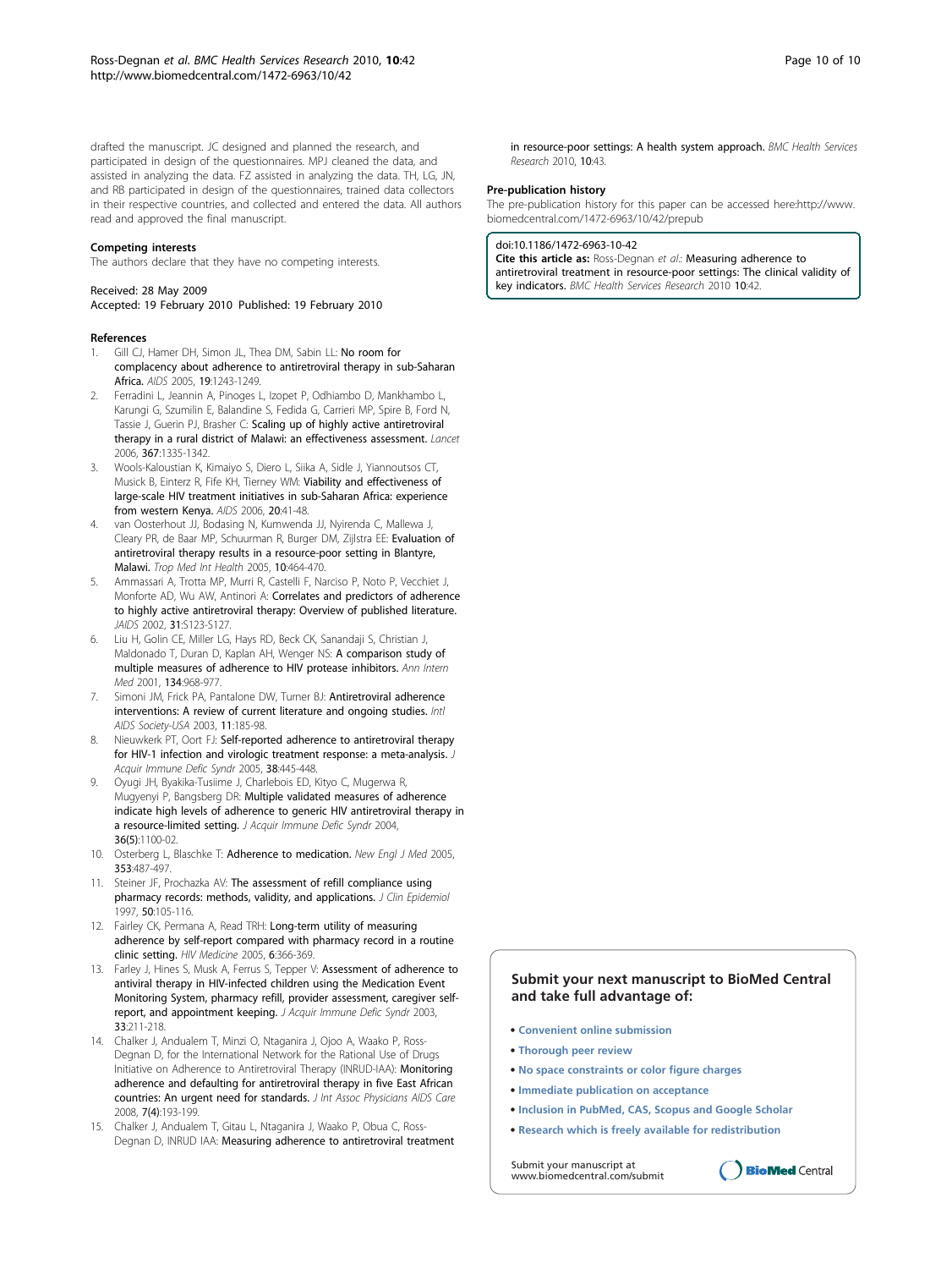drafted the manuscript. JC designed and planned the research, and participated in design of the questionnaires. MPJ cleaned the data, and assisted in analyzing the data. FZ assisted in analyzing the data. TH, LG, JN, and RB participated in design of the questionnaires, trained data collectors in their respective countries, and collected and entered the data. All authors read and approved the final manuscript.

### Competing interests

The authors declare that they have no competing interests.

Received: 28 May 2009
Accepted: 19 February 2010 Published: 19 February 2010

### References

1. Gill CJ, Hamer DH, Simon JL, Thea DM, Sabin LL: **No room for complacency about adherence to antiretroviral therapy in sub-Saharan Africa.** *AIDS* 2005, **19**:1243-1249.
2. Ferradini L, Jeannin A, Pinoges L, Izopet P, Odhiambo D, Mankhambo L, Karungi G, Szumilin E, Balandine S, Fedida G, Carrieri MP, Spire B, Ford N, Tassie J, Guerin PJ, Brasher C: **Scaling up of highly active antiretroviral therapy in a rural district of Malawi: an effectiveness assessment.** *Lancet* 2006, **367**:1335-1342.
3. Wools-Kaloustian K, Kimaiyo S, Diero L, Siika A, Sidle J, Yiannoutsos CT, Musick B, Einterz R, Fife KH, Tierney WM: **Viability and effectiveness of large-scale HIV treatment initiatives in sub-Saharan Africa: experience from western Kenya.** *AIDS* 2006, **20**:41-48.
4. van Oosterhout JJ, Bodasing N, Kumwenda JJ, Nyirenda C, Mallewa J, Cleary PR, de Baar MP, Schuurman R, Burger DM, Zijlstra EE: **Evaluation of antiretroviral therapy results in a resource-poor setting in Blantyre, Malawi.** *Trop Med Int Health* 2005, **10**:464-470.
5. Ammassari A, Trotta MP, Murri R, Castelli F, Narciso P, Noto P, Vecchiet J, Monforte AD, Wu AW, Antinori A: **Correlates and predictors of adherence to highly active antiretroviral therapy: Overview of published literature.** *JAIDS* 2002, **31**:S123-S127.
6. Liu H, Golin CE, Miller LG, Hays RD, Beck CK, Sanandaji S, Christian J, Maldonado T, Duran D, Kaplan AH, Wenger NS: **A comparison study of multiple measures of adherence to HIV protease inhibitors.** *Ann Intern Med* 2001, **134**:968-977.
7. Simoni JM, Frick PA, Pantalone DW, Turner BJ: **Antiretroviral adherence interventions: A review of current literature and ongoing studies.** *Intl AIDS Society-USA* 2003, **11**:185-98.
8. Nieuwkerk PT, Oort FJ: **Self-reported adherence to antiretroviral therapy for HIV-1 infection and virologic treatment response: a meta-analysis.** *J Acquir Immune Defic Syndr* 2005, **38**:445-448.
9. Oyugi JH, Byakika-Tusiime J, Charlebois ED, Kityo C, Mugerwa R, Mugyenyi P, Bangsberg DR: **Multiple validated measures of adherence indicate high levels of adherence to generic HIV antiretroviral therapy in a resource-limited setting.** *J Acquir Immune Defic Syndr* 2004, **36(5)**:1100-02.
10. Osterberg L, Blaschke T: **Adherence to medication.** *New Engl J Med* 2005, **353**:487-497.
11. Steiner JF, Prochazka AV: **The assessment of refill compliance using pharmacy records: methods, validity, and applications.** *J Clin Epidemiol* 1997, **50**:105-116.
12. Fairley CK, Permana A, Read TRH: **Long-term utility of measuring adherence by self-report compared with pharmacy record in a routine clinic setting.** *HIV Medicine* 2005, **6**:366-369.
13. Farley J, Hines S, Musk A, Ferrus S, Tepper V: **Assessment of adherence to antiviral therapy in HIV-infected children using the Medication Event Monitoring System, pharmacy refill, provider assessment, caregiver self-report, and appointment keeping.** *J Acquir Immune Defic Syndr* 2003, **33**:211-218.
14. Chalker J, Andualem T, Minzi O, Ntaganira J, Ojoo A, Waako P, Ross-Degnan D, for the International Network for the Rational Use of Drugs Initiative on Adherence to Antiretroviral Therapy (INRUD-IAA): **Monitoring adherence and defaulting for antiretroviral therapy in five East African countries: An urgent need for standards.** *J Int Assoc Physicians AIDS Care* 2008, **7(4)**:193-199.
15. Chalker J, Andualem T, Gitau L, Ntaganira J, Waako P, Obua C, Ross-Degnan D, INRUD IAA: **Measuring adherence to antiretroviral treatment in resource-poor settings: A health system approach.** *BMC Health Services Research* 2010, **10**:43.

### Pre-publication history

The pre-publication history for this paper can be accessed here:http://www.biomedcentral.com/1472-6963/10/42/prepub

doi:10.1186/1472-6963-10-42
**Cite this article as:** Ross-Degnan *et al.*: Measuring adherence to antiretroviral treatment in resource-poor settings: The clinical validity of key indicators. *BMC Health Services Research* 2010 **10**:42.

**Submit your next manuscript to BioMed Central and take full advantage of:**

- Convenient online submission
- Thorough peer review
- No space constraints or color figure charges
- Immediate publication on acceptance
- Inclusion in PubMed, CAS, Scopus and Google Scholar
- Research which is freely available for redistribution

Submit your manuscript at
www.biomedcentral.com/submit

BioMed Central